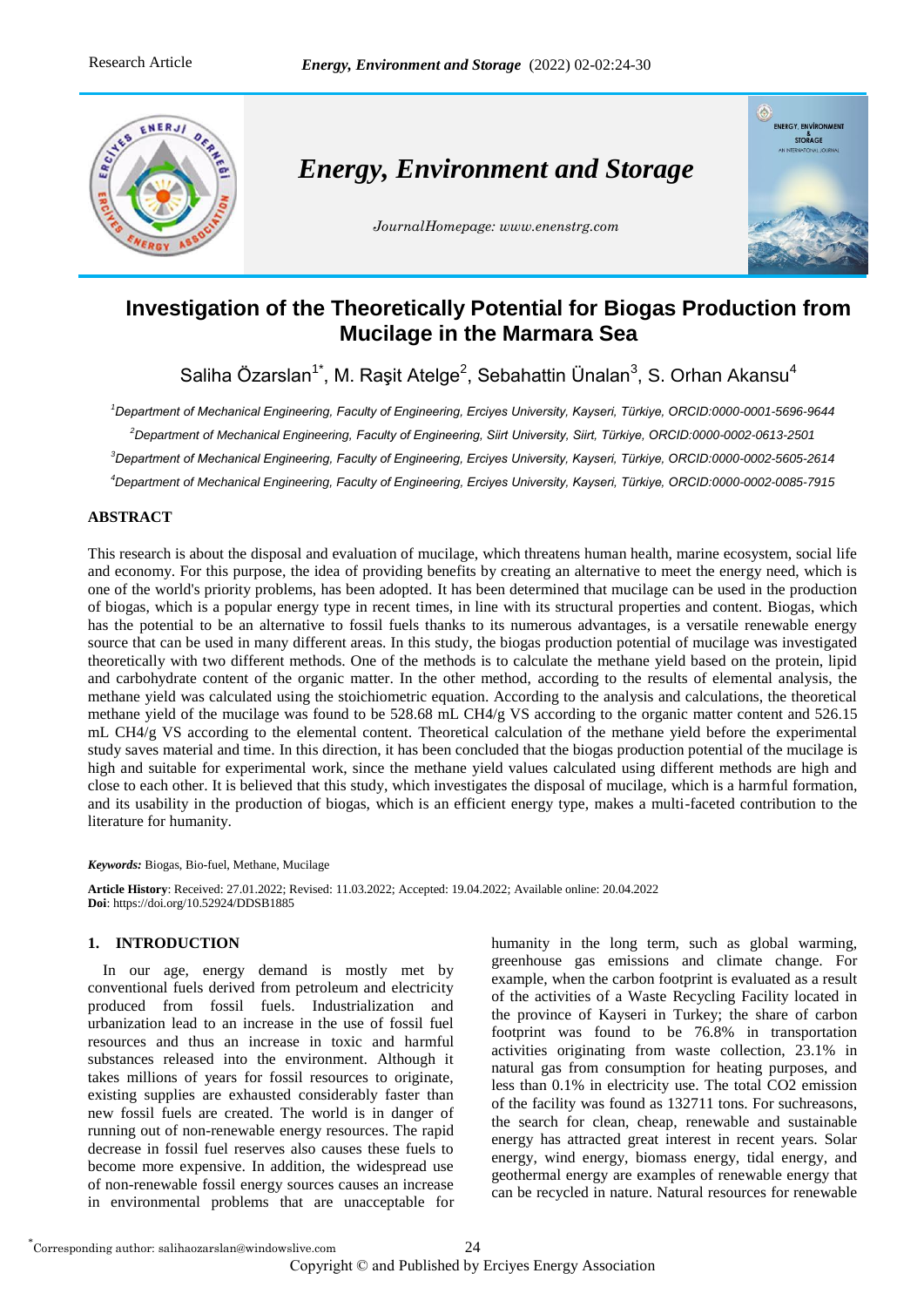Research Article

# Investigation of the Theoretically Potential for Biogas Production from Mucilage in the Marmara Sea

Saliha Özarslan[1*], M. Raşit Atelge[2], Sebahattin Ünalan[3], S. Orhan Akansu[4]

[1]Department of Mechanical Engineering, Faculty of Engineering, Erciyes University, Kayseri, Türkiye, ORCID:0000-0001-5696-9644

[2]Department of Mechanical Engineering, Faculty of Engineering, Siirt University, Siirt, Türkiye, ORCID:0000-0002-0613-2501

[3]Department of Mechanical Engineering, Faculty of Engineering, Erciyes University, Kayseri, Türkiye, ORCID:0000-0002-5605-2614

[4]Department of Mechanical Engineering, Faculty of Engineering, Erciyes University, Kayseri, Türkiye, ORCID:0000-0002-0085-7915

## ABSTRACT

This research is about the disposal and evaluation of mucilage, which threatens human health, marine ecosystem, social life and economy. For this purpose, the idea of providing benefits by creating an alternative to meet the energy need, which is one of the world's priority problems, has been adopted. It has been determined that mucilage can be used in the production of biogas, which is a popular energy type in recent times, in line with its structural properties and content. Biogas, which has the potential to be an alternative to fossil fuels thanks to its numerous advantages, is a versatile renewable energy source that can be used in many different areas. In this study, the biogas production potential of mucilage was investigated theoretically with two different methods. One of the methods is to calculate the methane yield based on the protein, lipid and carbohydrate content of the organic matter. In the other method, according to the results of elemental analysis, the methane yield was calculated using the stoichiometric equation. According to the analysis and calculations, the theoretical methane yield of the mucilage was found to be 528.68 mL $CH_4$/g VS according to the organic matter content and 526.15 mL $CH_4$/g VS according to the elemental content. Theoretical calculation of the methane yield before the experimental study saves material and time. In this direction, it has been concluded that the biogas production potential of the mucilage is high and suitable for experimental work, since the methane yield values calculated using different methods are high and close to each other. It is believed that this study, which investigates the disposal of mucilage, which is a harmful formation, and its usability in the production of biogas, which is an efficient energy type, makes a multi-faceted contribution to the literature for humanity.

***Keywords:*** Biogas, Bio-fuel, Methane, Mucilage

**Article History**: Received: 27.01.2022; Revised: 11.03.2022; Accepted: 19.04.2022; Available online: 20.04.2022
**Doi**: https://doi.org/10.52924/DDSB1885

## 1. INTRODUCTION

In our age, energy demand is mostly met by conventional fuels derived from petroleum and electricity produced from fossil fuels. Industrialization and urbanization lead to an increase in the use of fossil fuel resources and thus an increase in toxic and harmful substances released into the environment. Although it takes millions of years for fossil resources to originate, existing supplies are exhausted considerably faster than new fossil fuels are created. The world is in danger of running out of non-renewable energy resources. The rapid decrease in fossil fuel reserves also causes these fuels to become more expensive. In addition, the widespread use of non-renewable fossil energy sources causes an increase in environmental problems that are unacceptable for humanity in the long term, such as global warming, greenhouse gas emissions and climate change. For example, when the carbon footprint is evaluated as a result of the activities of a Waste Recycling Facility located in the province of Kayseri in Turkey; the share of carbon footprint was found to be 76.8% in transportation activities originating from waste collection, 23.1% in natural gas from consumption for heating purposes, and less than 0.1% in electricity use. The total CO2 emission of the facility was found as 132711 tons. For suchreasons, the search for clean, cheap, renewable and sustainable energy has attracted great interest in recent years. Solar energy, wind energy, biomass energy, tidal energy, and geothermal energy are examples of renewable energy that can be recycled in nature. Natural resources for renewable

*Corresponding author: salihaozarslan@windowslive.com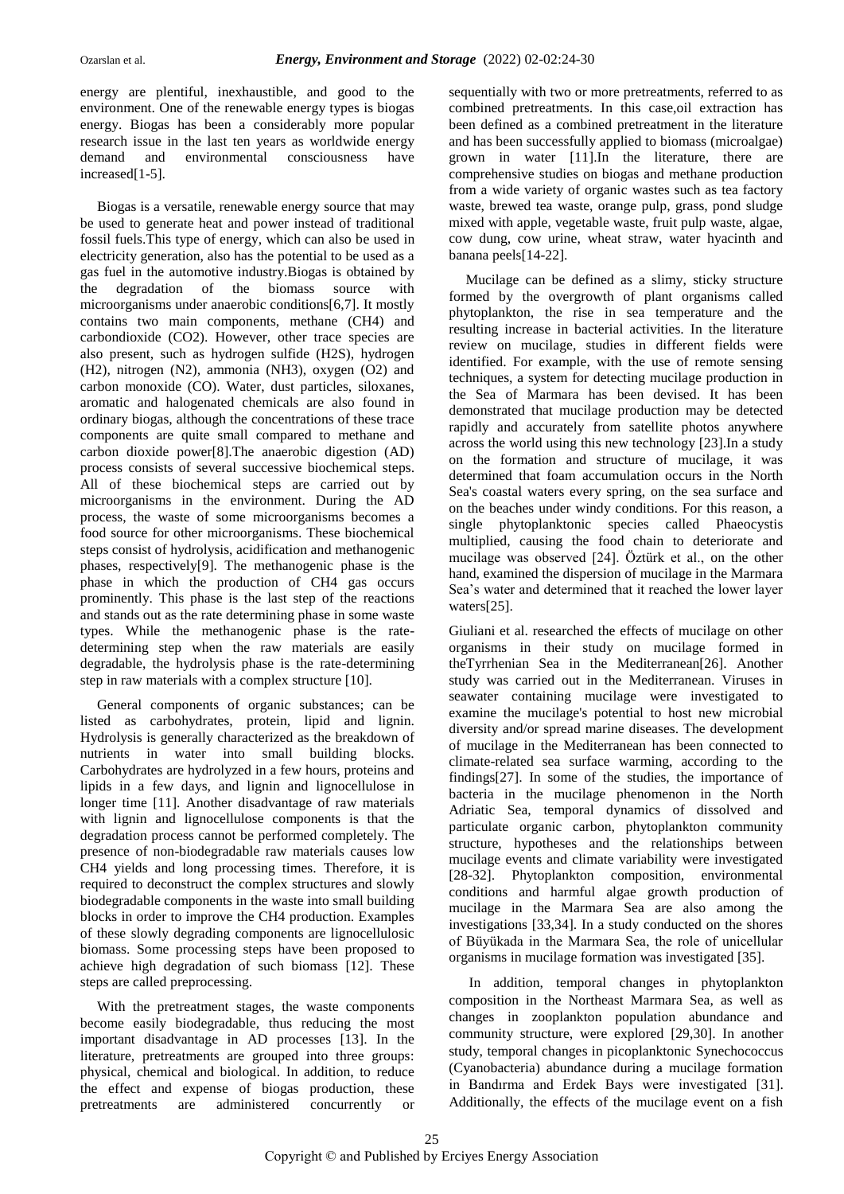energy are plentiful, inexhaustible, and good to the environment. One of the renewable energy types is biogas energy. Biogas has been a considerably more popular research issue in the last ten years as worldwide energy demand and environmental consciousness have increased[1-5].

Biogas is a versatile, renewable energy source that may be used to generate heat and power instead of traditional fossil fuels.This type of energy, which can also be used in electricity generation, also has the potential to be used as a gas fuel in the automotive industry.Biogas is obtained by the degradation of the biomass source with microorganisms under anaerobic conditions[6,7]. It mostly contains two main components, methane ($CH_4$) and carbondioxide ($CO_2$). However, other trace species are also present, such as hydrogen sulfide ($H_2S$), hydrogen ($H_2$), nitrogen ($N_2$), ammonia ($NH_3$), oxygen ($O_2$) and carbon monoxide (CO). Water, dust particles, siloxanes, aromatic and halogenated chemicals are also found in ordinary biogas, although the concentrations of these trace components are quite small compared to methane and carbon dioxide power[8].The anaerobic digestion (AD) process consists of several successive biochemical steps. All of these biochemical steps are carried out by microorganisms in the environment. During the AD process, the waste of some microorganisms becomes a food source for other microorganisms. These biochemical steps consist of hydrolysis, acidification and methanogenic phases, respectively[9]. The methanogenic phase is the phase in which the production of $CH_4$ gas occurs prominently. This phase is the last step of the reactions and stands out as the rate determining phase in some waste types. While the methanogenic phase is the rate-determining step when the raw materials are easily degradable, the hydrolysis phase is the rate-determining step in raw materials with a complex structure [10].

General components of organic substances; can be listed as carbohydrates, protein, lipid and lignin. Hydrolysis is generally characterized as the breakdown of nutrients in water into small building blocks. Carbohydrates are hydrolyzed in a few hours, proteins and lipids in a few days, and lignin and lignocellulose in longer time [11]. Another disadvantage of raw materials with lignin and lignocellulose components is that the degradation process cannot be performed completely. The presence of non-biodegradable raw materials causes low $CH_4$ yields and long processing times. Therefore, it is required to deconstruct the complex structures and slowly biodegradable components in the waste into small building blocks in order to improve the $CH_4$ production. Examples of these slowly degrading components are lignocellulosic biomass. Some processing steps have been proposed to achieve high degradation of such biomass [12]. These steps are called preprocessing.

With the pretreatment stages, the waste components become easily biodegradable, thus reducing the most important disadvantage in AD processes [13]. In the literature, pretreatments are grouped into three groups: physical, chemical and biological. In addition, to reduce the effect and expense of biogas production, these pretreatments are administered concurrently or sequentially with two or more pretreatments, referred to as combined pretreatments. In this case,oil extraction has been defined as a combined pretreatment in the literature and has been successfully applied to biomass (microalgae) grown in water [11].In the literature, there are comprehensive studies on biogas and methane production from a wide variety of organic wastes such as tea factory waste, brewed tea waste, orange pulp, grass, pond sludge mixed with apple, vegetable waste, fruit pulp waste, algae, cow dung, cow urine, wheat straw, water hyacinth and banana peels[14-22].

Mucilage can be defined as a slimy, sticky structure formed by the overgrowth of plant organisms called phytoplankton, the rise in sea temperature and the resulting increase in bacterial activities. In the literature review on mucilage, studies in different fields were identified. For example, with the use of remote sensing techniques, a system for detecting mucilage production in the Sea of Marmara has been devised. It has been demonstrated that mucilage production may be detected rapidly and accurately from satellite photos anywhere across the world using this new technology [23].In a study on the formation and structure of mucilage, it was determined that foam accumulation occurs in the North Sea's coastal waters every spring, on the sea surface and on the beaches under windy conditions. For this reason, a single phytoplanktonic species called Phaeocystis multiplied, causing the food chain to deteriorate and mucilage was observed [24]. Öztürk et al., on the other hand, examined the dispersion of mucilage in the Marmara Sea's water and determined that it reached the lower layer waters[25].

Giuliani et al. researched the effects of mucilage on other organisms in their study on mucilage formed in theTyrrhenian Sea in the Mediterranean[26]. Another study was carried out in the Mediterranean. Viruses in seawater containing mucilage were investigated to examine the mucilage's potential to host new microbial diversity and/or spread marine diseases. The development of mucilage in the Mediterranean has been connected to climate-related sea surface warming, according to the findings[27]. In some of the studies, the importance of bacteria in the mucilage phenomenon in the North Adriatic Sea, temporal dynamics of dissolved and particulate organic carbon, phytoplankton community structure, hypotheses and the relationships between mucilage events and climate variability were investigated [28-32]. Phytoplankton composition, environmental conditions and harmful algae growth production of mucilage in the Marmara Sea are also among the investigations [33,34]. In a study conducted on the shores of Büyükada in the Marmara Sea, the role of unicellular organisms in mucilage formation was investigated [35].

In addition, temporal changes in phytoplankton composition in the Northeast Marmara Sea, as well as changes in zooplankton population abundance and community structure, were explored [29,30]. In another study, temporal changes in picoplanktonic Synechococcus (Cyanobacteria) abundance during a mucilage formation in Bandırma and Erdek Bays were investigated [31]. Additionally, the effects of the mucilage event on a fish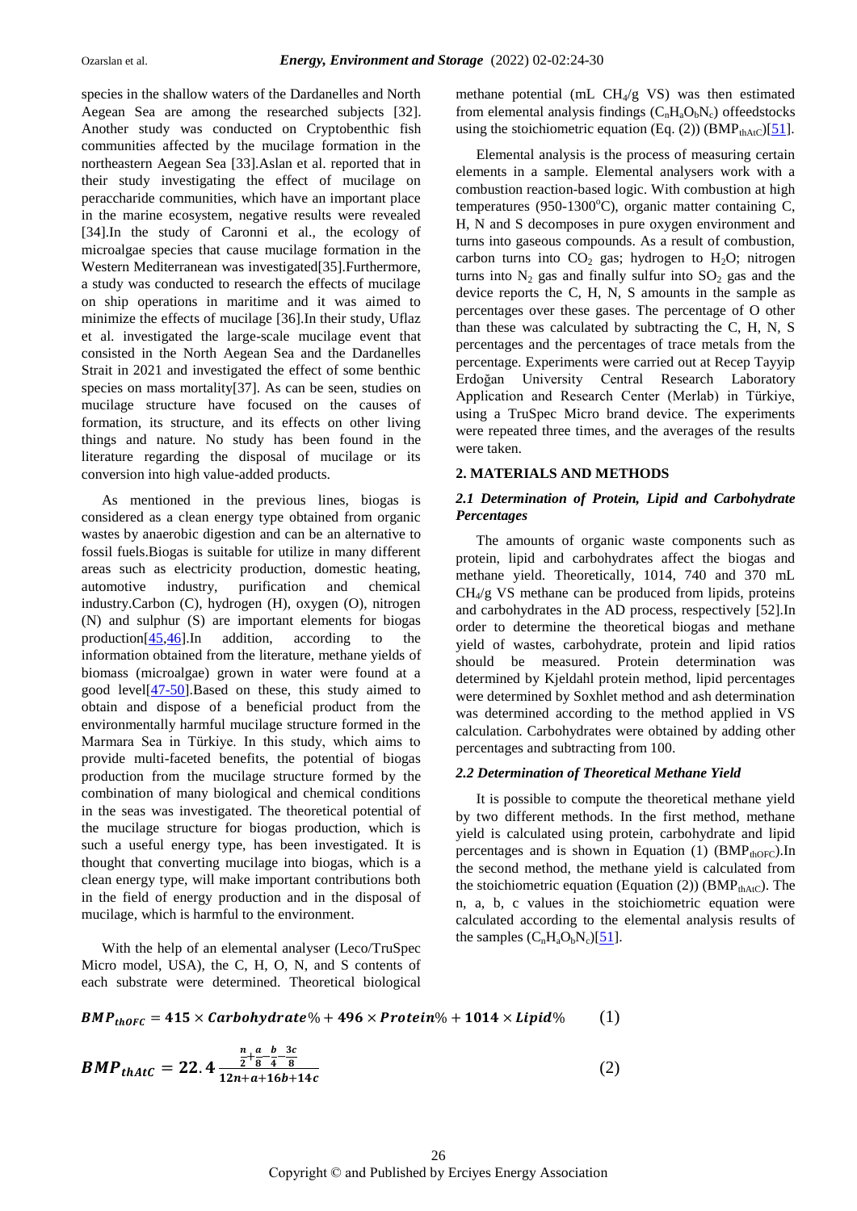species in the shallow waters of the Dardanelles and North Aegean Sea are among the researched subjects [32]. Another study was conducted on Cryptobenthic fish communities affected by the mucilage formation in the northeastern Aegean Sea [33].Aslan et al. reported that in their study investigating the effect of mucilage on peraccharide communities, which have an important place in the marine ecosystem, negative results were revealed [34].In the study of Caronni et al., the ecology of microalgae species that cause mucilage formation in the Western Mediterranean was investigated[35].Furthermore, a study was conducted to research the effects of mucilage on ship operations in maritime and it was aimed to minimize the effects of mucilage [36].In their study, Uflaz et al. investigated the large-scale mucilage event that consisted in the North Aegean Sea and the Dardanelles Strait in 2021 and investigated the effect of some benthic species on mass mortality[37]. As can be seen, studies on mucilage structure have focused on the causes of formation, its structure, and its effects on other living things and nature. No study has been found in the literature regarding the disposal of mucilage or its conversion into high value-added products.

As mentioned in the previous lines, biogas is considered as a clean energy type obtained from organic wastes by anaerobic digestion and can be an alternative to fossil fuels.Biogas is suitable for utilize in many different areas such as electricity production, domestic heating, automotive industry, purification and chemical industry.Carbon (C), hydrogen (H), oxygen (O), nitrogen (N) and sulphur (S) are important elements for biogas production[45,46].In addition, according to the information obtained from the literature, methane yields of biomass (microalgae) grown in water were found at a good level[47-50].Based on these, this study aimed to obtain and dispose of a beneficial product from the environmentally harmful mucilage structure formed in the Marmara Sea in Türkiye. In this study, which aims to provide multi-faceted benefits, the potential of biogas production from the mucilage structure formed by the combination of many biological and chemical conditions in the seas was investigated. The theoretical potential of the mucilage structure for biogas production, which is such a useful energy type, has been investigated. It is thought that converting mucilage into biogas, which is a clean energy type, will make important contributions both in the field of energy production and in the disposal of mucilage, which is harmful to the environment.

With the help of an elemental analyser (Leco/TruSpec Micro model, USA), the C, H, O, N, and S contents of each substrate were determined. Theoretical biological methane potential (mL $CH_4$/g VS) was then estimated from elemental analysis findings ($C_nH_aO_bN_c$) offeedstocks using the stoichiometric equation (Eq. (2)) ($BMP_{thAtC}$)[51].

Elemental analysis is the process of measuring certain elements in a sample. Elemental analysers work with a combustion reaction-based logic. With combustion at high temperatures (950-1300$^o$C), organic matter containing C, H, N and S decomposes in pure oxygen environment and turns into gaseous compounds. As a result of combustion, carbon turns into $CO_2$ gas; hydrogen to $H_2O$; nitrogen turns into $N_2$ gas and finally sulfur into $SO_2$ gas and the device reports the C, H, N, S amounts in the sample as percentages over these gases. The percentage of O other than these was calculated by subtracting the C, H, N, S percentages and the percentages of trace metals from the percentage. Experiments were carried out at Recep Tayyip Erdoğan University Central Research Laboratory Application and Research Center (Merlab) in Türkiye, using a TruSpec Micro brand device. The experiments were repeated three times, and the averages of the results were taken.

## 2. MATERIALS AND METHODS

### *2.1 Determination of Protein, Lipid and Carbohydrate Percentages*

The amounts of organic waste components such as protein, lipid and carbohydrates affect the biogas and methane yield. Theoretically, 1014, 740 and 370 mL $CH_4$/g VS methane can be produced from lipids, proteins and carbohydrates in the AD process, respectively [52].In order to determine the theoretical biogas and methane yield of wastes, carbohydrate, protein and lipid ratios should be measured. Protein determination was determined by Kjeldahl protein method, lipid percentages were determined by Soxhlet method and ash determination was determined according to the method applied in VS calculation. Carbohydrates were obtained by adding other percentages and subtracting from 100.

### *2.2 Determination of Theoretical Methane Yield*

It is possible to compute the theoretical methane yield by two different methods. In the first method, methane yield is calculated using protein, carbohydrate and lipid percentages and is shown in Equation (1) ($BMP_{thOFC}$).In the second method, the methane yield is calculated from the stoichiometric equation (Equation (2)) ($BMP_{thAtC}$). The n, a, b, c values in the stoichiometric equation were calculated according to the elemental analysis results of the samples ($C_nH_aO_bN_c$)[51].

$$BMP_{thOFC} = 415 \times Carbohydrate\% + 496 \times Protein\% + 1014 \times Lipid\% \qquad (1)$$

$$BMP_{thAtC} = 22.4\,\frac{\frac{n}{2}+\frac{a}{8}-\frac{b}{4}-\frac{3c}{8}}{12n+a+16b+14c} \qquad (2)$$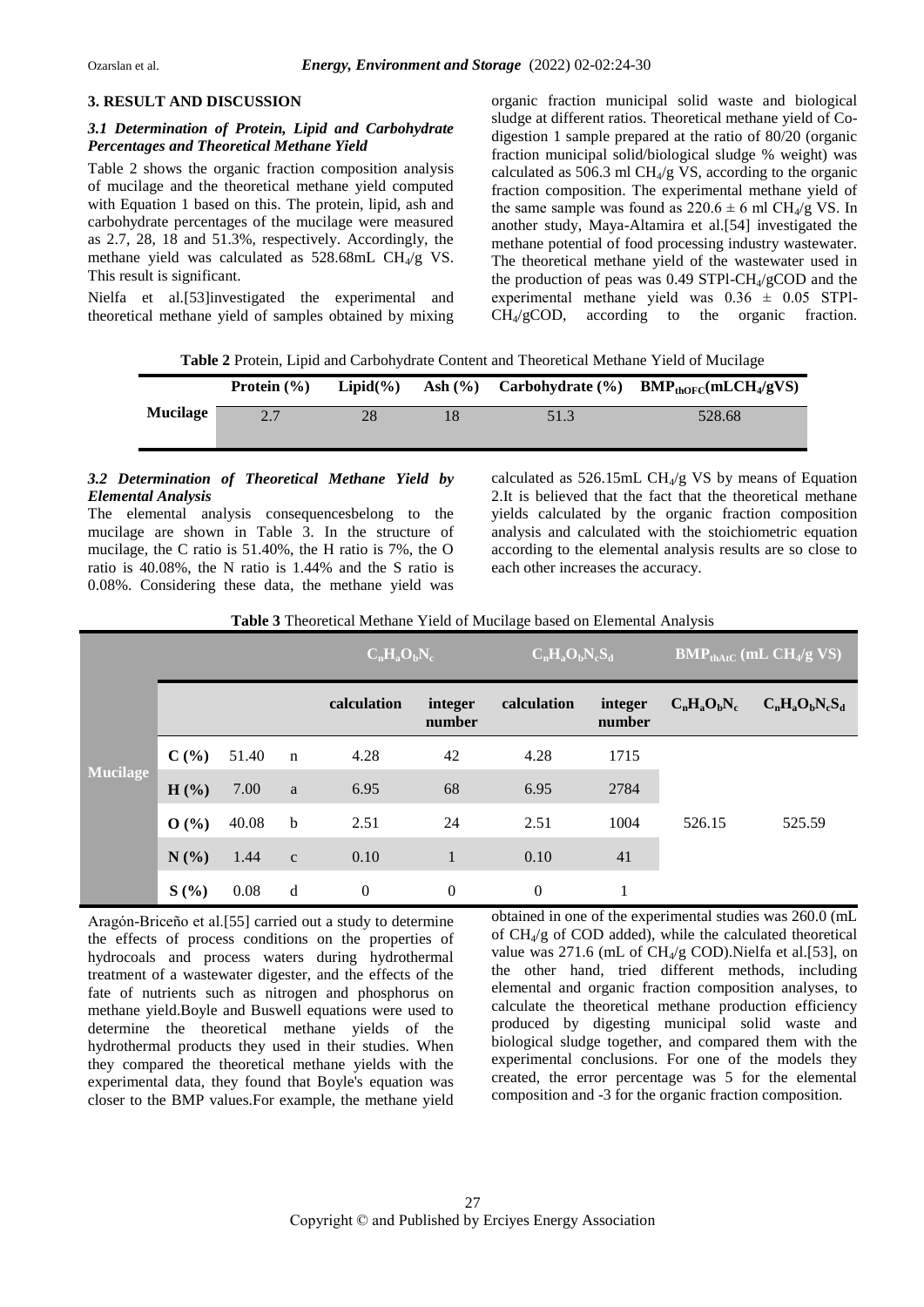## 3. RESULT AND DISCUSSION

### *3.1 Determination of Protein, Lipid and Carbohydrate Percentages and Theoretical Methane Yield*

Table 2 shows the organic fraction composition analysis of mucilage and the theoretical methane yield computed with Equation 1 based on this. The protein, lipid, ash and carbohydrate percentages of the mucilage were measured as 2.7, 28, 18 and 51.3%, respectively. Accordingly, the methane yield was calculated as 528.68mL $CH_4$/g VS. This result is significant.

Nielfa et al.[53]investigated the experimental and theoretical methane yield of samples obtained by mixing organic fraction municipal solid waste and biological sludge at different ratios. Theoretical methane yield of Co-digestion 1 sample prepared at the ratio of 80/20 (organic fraction municipal solid/biological sludge % weight) was calculated as 506.3 ml $CH_4$/g VS, according to the organic fraction composition. The experimental methane yield of the same sample was found as 220.6 ± 6 ml $CH_4$/g VS. In another study, Maya-Altamira et al.[54] investigated the methane potential of food processing industry wastewater. The theoretical methane yield of the wastewater used in the production of peas was 0.49 STPl-$CH_4$/gCOD and the experimental methane yield was 0.36 ± 0.05 STPl-$CH_4$/gCOD, according to the organic fraction.

**Table 2** Protein, Lipid and Carbohydrate Content and Theoretical Methane Yield of Mucilage

| | Protein (%) | Lipid(%) | Ash (%) | Carbohydrate (%) | $BMP_{thOFC}$(mL$CH_4$/gVS) |
|---|---|---|---|---|---|
| **Mucilage** | 2.7 | 28 | 18 | 51.3 | 528.68 |

### *3.2 Determination of Theoretical Methane Yield by Elemental Analysis*

The elemental analysis consequencesbelong to the mucilage are shown in Table 3. In the structure of mucilage, the C ratio is 51.40%, the H ratio is 7%, the O ratio is 40.08%, the N ratio is 1.44% and the S ratio is 0.08%. Considering these data, the methane yield was calculated as 526.15mL $CH_4$/g VS by means of Equation 2.It is believed that the fact that the theoretical methane yields calculated by the organic fraction composition analysis and calculated with the stoichiometric equation according to the elemental analysis results are so close to each other increases the accuracy.

**Table 3** Theoretical Methane Yield of Mucilage based on Elemental Analysis

| | | | | $C_nH_aO_bN_c$ | | $C_nH_aO_bN_cS_d$ | | $BMP_{thAtC}$ (mL $CH_4$/g VS) | |
|---|---|---|---|---|---|---|---|---|---|
| | | | | calculation | integer number | calculation | integer number | $C_nH_aO_bN_c$ | $C_nH_aO_bN_cS_d$ |
| **Mucilage** | C (%) | 51.40 | n | 4.28 | 42 | 4.28 | 1715 | 526.15 | 525.59 |
| | H (%) | 7.00 | a | 6.95 | 68 | 6.95 | 2784 | | |
| | O (%) | 40.08 | b | 2.51 | 24 | 2.51 | 1004 | | |
| | N (%) | 1.44 | c | 0.10 | 1 | 0.10 | 41 | | |
| | S (%) | 0.08 | d | 0 | 0 | 0 | 1 | | |

Aragón-Briceño et al.[55] carried out a study to determine the effects of process conditions on the properties of hydrocoals and process waters during hydrothermal treatment of a wastewater digester, and the effects of the fate of nutrients such as nitrogen and phosphorus on methane yield.Boyle and Buswell equations were used to determine the theoretical methane yields of the hydrothermal products they used in their studies. When they compared the theoretical methane yields with the experimental data, they found that Boyle's equation was closer to the BMP values.For example, the methane yield obtained in one of the experimental studies was 260.0 (mL of $CH_4$/g of COD added), while the calculated theoretical value was 271.6 (mL of $CH_4$/g COD).Nielfa et al.[53], on the other hand, tried different methods, including elemental and organic fraction composition analyses, to calculate the theoretical methane production efficiency produced by digesting municipal solid waste and biological sludge together, and compared them with the experimental conclusions. For one of the models they created, the error percentage was 5 for the elemental composition and -3 for the organic fraction composition.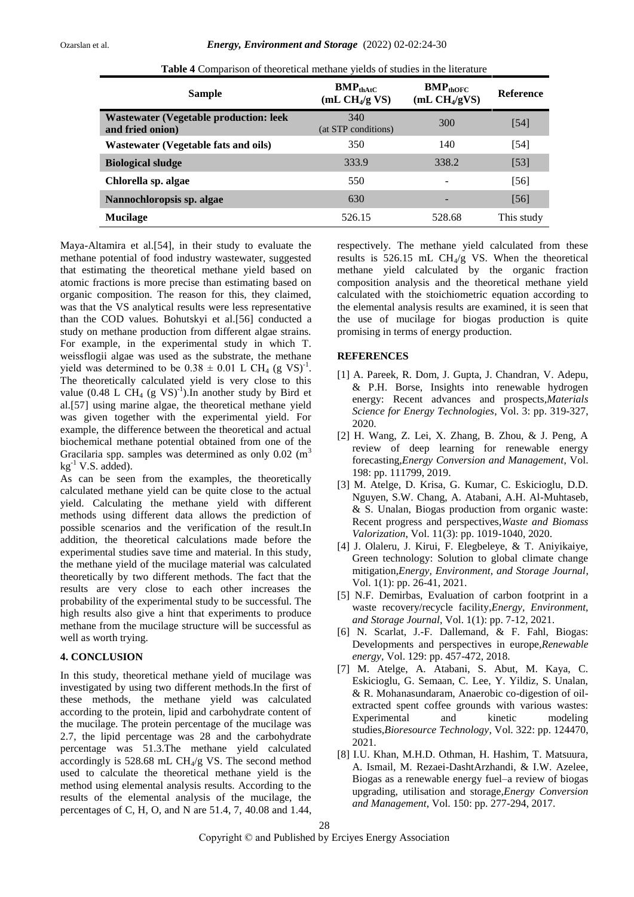**Table 4** Comparison of theoretical methane yields of studies in the literature

| Sample | $BMP_{thAtC}$ (mL $CH_4$/g VS) | $BMP_{thOFC}$ (mL $CH_4$/gVS) | Reference |
|---|---|---|---|
| **Wastewater (Vegetable production: leek and fried onion)** | 340 (at STP conditions) | 300 | [54] |
| **Wastewater (Vegetable fats and oils)** | 350 | 140 | [54] |
| **Biological sludge** | 333.9 | 338.2 | [53] |
| **Chlorella sp. algae** | 550 | - | [56] |
| **Nannochloropsis sp. algae** | 630 | - | [56] |
| **Mucilage** | 526.15 | 528.68 | This study |

Maya-Altamira et al.[54], in their study to evaluate the methane potential of food industry wastewater, suggested that estimating the theoretical methane yield based on atomic fractions is more precise than estimating based on organic composition. The reason for this, they claimed, was that the VS analytical results were less representative than the COD values. Bohutskyi et al.[56] conducted a study on methane production from different algae strains. For example, in the experimental study in which T. weissflogii algae was used as the substrate, the methane yield was determined to be $0.38 \pm 0.01$ L $CH_4$ $(g\ VS)^{-1}$. The theoretically calculated yield is very close to this value (0.48 L $CH_4$ $(g\ VS)^{-1}$).In another study by Bird et al.[57] using marine algae, the theoretical methane yield was given together with the experimental yield. For example, the difference between the theoretical and actual biochemical methane potential obtained from one of the Gracilaria spp. samples was determined as only 0.02 ($m^3$ $kg^{-1}$ V.S. added).

As can be seen from the examples, the theoretically calculated methane yield can be quite close to the actual yield. Calculating the methane yield with different methods using different data allows the prediction of possible scenarios and the verification of the result.In addition, the theoretical calculations made before the experimental studies save time and material. In this study, the methane yield of the mucilage material was calculated theoretically by two different methods. The fact that the results are very close to each other increases the probability of the experimental study to be successful. The high results also give a hint that experiments to produce methane from the mucilage structure will be successful as well as worth trying.

## 4. CONCLUSION

In this study, theoretical methane yield of mucilage was investigated by using two different methods.In the first of these methods, the methane yield was calculated according to the protein, lipid and carbohydrate content of the mucilage. The protein percentage of the mucilage was 2.7, the lipid percentage was 28 and the carbohydrate percentage was 51.3.The methane yield calculated accordingly is 528.68 mL $CH_4$/g VS. The second method used to calculate the theoretical methane yield is the method using elemental analysis results. According to the results of the elemental analysis of the mucilage, the percentages of C, H, O, and N are 51.4, 7, 40.08 and 1.44, respectively. The methane yield calculated from these results is 526.15 mL $CH_4$/g VS. When the theoretical methane yield calculated by the organic fraction composition analysis and the theoretical methane yield calculated with the stoichiometric equation according to the elemental analysis results are examined, it is seen that the use of mucilage for biogas production is quite promising in terms of energy production.

## REFERENCES

[1] A. Pareek, R. Dom, J. Gupta, J. Chandran, V. Adepu, & P.H. Borse, Insights into renewable hydrogen energy: Recent advances and prospects,*Materials Science for Energy Technologies*, Vol. 3: pp. 319-327, 2020.

[2] H. Wang, Z. Lei, X. Zhang, B. Zhou, & J. Peng, A review of deep learning for renewable energy forecasting,*Energy Conversion and Management*, Vol. 198: pp. 111799, 2019.

[3] M. Atelge, D. Krisa, G. Kumar, C. Eskicioglu, D.D. Nguyen, S.W. Chang, A. Atabani, A.H. Al-Muhtaseb, & S. Unalan, Biogas production from organic waste: Recent progress and perspectives,*Waste and Biomass Valorization*, Vol. 11(3): pp. 1019-1040, 2020.

[4] J. Olaleru, J. Kirui, F. Elegbeleye, & T. Aniyikaiye, Green technology: Solution to global climate change mitigation,*Energy, Environment, and Storage Journal*, Vol. 1(1): pp. 26-41, 2021.

[5] N.F. Demirbas, Evaluation of carbon footprint in a waste recovery/recycle facility,*Energy, Environment, and Storage Journal*, Vol. 1(1): pp. 7-12, 2021.

[6] N. Scarlat, J.-F. Dallemand, & F. Fahl, Biogas: Developments and perspectives in europe,*Renewable energy*, Vol. 129: pp. 457-472, 2018.

[7] M. Atelge, A. Atabani, S. Abut, M. Kaya, C. Eskicioglu, G. Semaan, C. Lee, Y. Yildiz, S. Unalan, & R. Mohanasundaram, Anaerobic co-digestion of oil-extracted spent coffee grounds with various wastes: Experimental and kinetic modeling studies,*Bioresource Technology*, Vol. 322: pp. 124470, 2021.

[8] I.U. Khan, M.H.D. Othman, H. Hashim, T. Matsuura, A. Ismail, M. Rezaei-DashtArzhandi, & I.W. Azelee, Biogas as a renewable energy fuel–a review of biogas upgrading, utilisation and storage,*Energy Conversion and Management*, Vol. 150: pp. 277-294, 2017.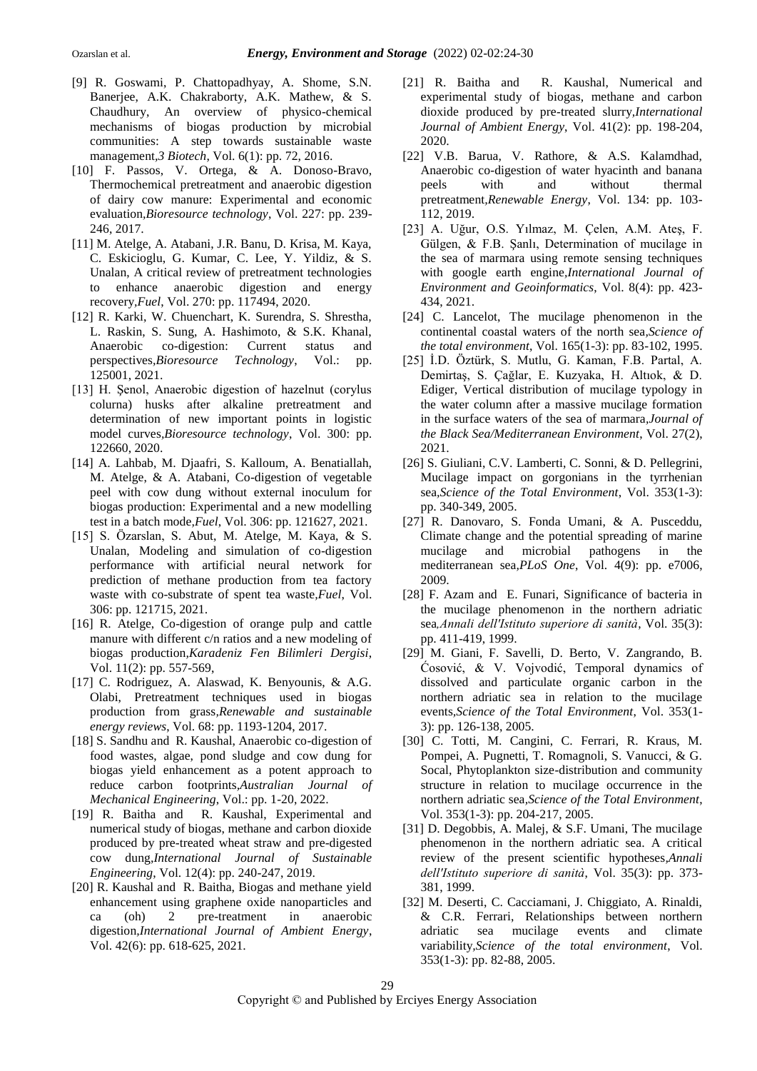[9] R. Goswami, P. Chattopadhyay, A. Shome, S.N. Banerjee, A.K. Chakraborty, A.K. Mathew, & S. Chaudhury, An overview of physico-chemical mechanisms of biogas production by microbial communities: A step towards sustainable waste management,*3 Biotech*, Vol. 6(1): pp. 72, 2016.

[10] F. Passos, V. Ortega, & A. Donoso-Bravo, Thermochemical pretreatment and anaerobic digestion of dairy cow manure: Experimental and economic evaluation,*Bioresource technology*, Vol. 227: pp. 239-246, 2017.

[11] M. Atelge, A. Atabani, J.R. Banu, D. Krisa, M. Kaya, C. Eskicioglu, G. Kumar, C. Lee, Y. Yildiz, & S. Unalan, A critical review of pretreatment technologies to enhance anaerobic digestion and energy recovery,*Fuel*, Vol. 270: pp. 117494, 2020.

[12] R. Karki, W. Chuenchart, K. Surendra, S. Shrestha, L. Raskin, S. Sung, A. Hashimoto, & S.K. Khanal, Anaerobic co-digestion: Current status and perspectives,*Bioresource Technology*, Vol.: pp. 125001, 2021.

[13] H. Şenol, Anaerobic digestion of hazelnut (corylus colurna) husks after alkaline pretreatment and determination of new important points in logistic model curves,*Bioresource technology*, Vol. 300: pp. 122660, 2020.

[14] A. Lahbab, M. Djaafri, S. Kalloum, A. Benatiallah, M. Atelge, & A. Atabani, Co-digestion of vegetable peel with cow dung without external inoculum for biogas production: Experimental and a new modelling test in a batch mode,*Fuel*, Vol. 306: pp. 121627, 2021.

[15] S. Özarslan, S. Abut, M. Atelge, M. Kaya, & S. Unalan, Modeling and simulation of co-digestion performance with artificial neural network for prediction of methane production from tea factory waste with co-substrate of spent tea waste,*Fuel*, Vol. 306: pp. 121715, 2021.

[16] R. Atelge, Co-digestion of orange pulp and cattle manure with different c/n ratios and a new modeling of biogas production,*Karadeniz Fen Bilimleri Dergisi*, Vol. 11(2): pp. 557-569,

[17] C. Rodriguez, A. Alaswad, K. Benyounis, & A.G. Olabi, Pretreatment techniques used in biogas production from grass,*Renewable and sustainable energy reviews*, Vol. 68: pp. 1193-1204, 2017.

[18] S. Sandhu and R. Kaushal, Anaerobic co-digestion of food wastes, algae, pond sludge and cow dung for biogas yield enhancement as a potent approach to reduce carbon footprints,*Australian Journal of Mechanical Engineering*, Vol.: pp. 1-20, 2022.

[19] R. Baitha and R. Kaushal, Experimental and numerical study of biogas, methane and carbon dioxide produced by pre-treated wheat straw and pre-digested cow dung,*International Journal of Sustainable Engineering*, Vol. 12(4): pp. 240-247, 2019.

[20] R. Kaushal and R. Baitha, Biogas and methane yield enhancement using graphene oxide nanoparticles and ca (oh) 2 pre-treatment in anaerobic digestion,*International Journal of Ambient Energy*, Vol. 42(6): pp. 618-625, 2021.

[21] R. Baitha and R. Kaushal, Numerical and experimental study of biogas, methane and carbon dioxide produced by pre-treated slurry,*International Journal of Ambient Energy*, Vol. 41(2): pp. 198-204, 2020.

[22] V.B. Barua, V. Rathore, & A.S. Kalamdhad, Anaerobic co-digestion of water hyacinth and banana peels with and without thermal pretreatment,*Renewable Energy*, Vol. 134: pp. 103-112, 2019.

[23] A. Uğur, O.S. Yılmaz, M. Çelen, A.M. Ateş, F. Gülgen, & F.B. Şanlı, Determination of mucilage in the sea of marmara using remote sensing techniques with google earth engine,*International Journal of Environment and Geoinformatics*, Vol. 8(4): pp. 423-434, 2021.

[24] C. Lancelot, The mucilage phenomenon in the continental coastal waters of the north sea,*Science of the total environment*, Vol. 165(1-3): pp. 83-102, 1995.

[25] İ.D. Öztürk, S. Mutlu, G. Kaman, F.B. Partal, A. Demirtaş, S. Çağlar, E. Kuzyaka, H. Altıok, & D. Ediger, Vertical distribution of mucilage typology in the water column after a massive mucilage formation in the surface waters of the sea of marmara,*Journal of the Black Sea/Mediterranean Environment*, Vol. 27(2), 2021.

[26] S. Giuliani, C.V. Lamberti, C. Sonni, & D. Pellegrini, Mucilage impact on gorgonians in the tyrrhenian sea,*Science of the Total Environment*, Vol. 353(1-3): pp. 340-349, 2005.

[27] R. Danovaro, S. Fonda Umani, & A. Pusceddu, Climate change and the potential spreading of marine mucilage and microbial pathogens in the mediterranean sea,*PLoS One*, Vol. 4(9): pp. e7006, 2009.

[28] F. Azam and E. Funari, Significance of bacteria in the mucilage phenomenon in the northern adriatic sea,*Annali dell'Istituto superiore di sanità*, Vol. 35(3): pp. 411-419, 1999.

[29] M. Giani, F. Savelli, D. Berto, V. Zangrando, B. Ćosović, & V. Vojvodić, Temporal dynamics of dissolved and particulate organic carbon in the northern adriatic sea in relation to the mucilage events,*Science of the Total Environment*, Vol. 353(1-3): pp. 126-138, 2005.

[30] C. Totti, M. Cangini, C. Ferrari, R. Kraus, M. Pompei, A. Pugnetti, T. Romagnoli, S. Vanucci, & G. Socal, Phytoplankton size-distribution and community structure in relation to mucilage occurrence in the northern adriatic sea,*Science of the Total Environment*, Vol. 353(1-3): pp. 204-217, 2005.

[31] D. Degobbis, A. Malej, & S.F. Umani, The mucilage phenomenon in the northern adriatic sea. A critical review of the present scientific hypotheses,*Annali dell'Istituto superiore di sanità*, Vol. 35(3): pp. 373-381, 1999.

[32] M. Deserti, C. Cacciamani, J. Chiggiato, A. Rinaldi, & C.R. Ferrari, Relationships between northern adriatic sea mucilage events and climate variability,*Science of the total environment*, Vol. 353(1-3): pp. 82-88, 2005.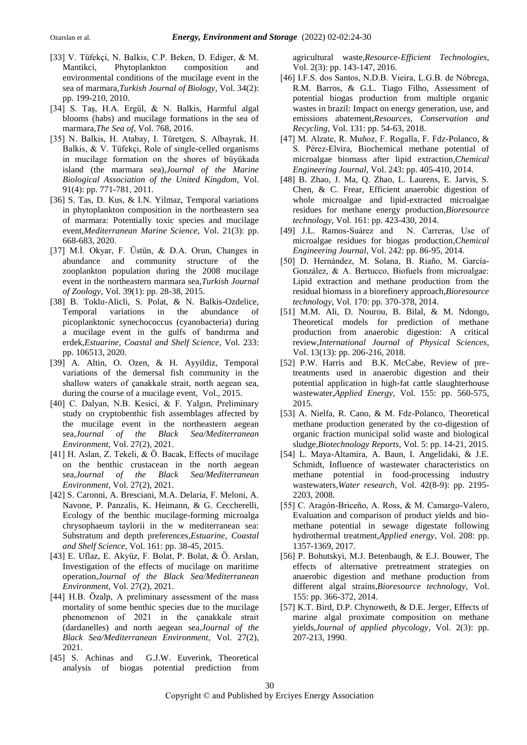[33] V. Tüfekçi, N. Balkis, C.P. Beken, D. Ediger, & M. Mantikci, Phytoplankton composition and environmental conditions of the mucilage event in the sea of marmara,*Turkish Journal of Biology*, Vol. 34(2): pp. 199-210, 2010.

[34] S. Taş, H.A. Ergül, & N. Balkis, Harmful algal blooms (habs) and mucilage formations in the sea of marmara,*The Sea of*, Vol. 768, 2016.

[35] N. Balkis, H. Atabay, I. Türetgen, S. Albayrak, H. Balkis, & V. Tüfekçi, Role of single-celled organisms in mucilage formation on the shores of büyükada island (the marmara sea),*Journal of the Marine Biological Association of the United Kingdom*, Vol. 91(4): pp. 771-781, 2011.

[36] S. Tas, D. Kus, & I.N. Yilmaz, Temporal variations in phytoplankton composition in the northeastern sea of marmara: Potentially toxic species and mucilage event,*Mediterranean Marine Science*, Vol. 21(3): pp. 668-683, 2020.

[37] M.İ. Okyar, F. Üstün, & D.A. Orun, Changes in abundance and community structure of the zooplankton population during the 2008 mucilage event in the northeastern marmara sea,*Turkish Journal of Zoology*, Vol. 39(1): pp. 28-38, 2015.

[38] B. Toklu-Alicli, S. Polat, & N. Balkis-Ozdelice, Temporal variations in the abundance of picoplanktonic synechococcus (cyanobacteria) during a mucilage event in the gulfs of bandırma and erdek,*Estuarine, Coastal and Shelf Science*, Vol. 233: pp. 106513, 2020.

[39] A. Altin, O. Ozen, & H. Ayyildiz, Temporal variations of the demersal fish community in the shallow waters of çanakkale strait, north aegean sea, during the course of a mucilage event, Vol., 2015.

[40] C. Dalyan, N.B. Kesici, & F. Yalgın, Preliminary study on cryptobenthic fish assemblages affected by the mucilage event in the northeastern aegean sea,*Journal of the Black Sea/Mediterranean Environment*, Vol. 27(2), 2021.

[41] H. Aslan, Z. Tekeli, & Ö. Bacak, Effects of mucilage on the benthic crustacean in the north aegean sea,*Journal of the Black Sea/Mediterranean Environment*, Vol. 27(2), 2021.

[42] S. Caronni, A. Bresciani, M.A. Delaria, F. Meloni, A. Navone, P. Panzalis, K. Heimann, & G. Ceccherelli, Ecology of the benthic mucilage-forming microalga chrysophaeum taylorii in the w mediterranean sea: Substratum and depth preferences,*Estuarine, Coastal and Shelf Science*, Vol. 161: pp. 38-45, 2015.

[43] E. Uflaz, E. Akyüz, F. Bolat, P. Bolat, & Ö. Arslan, Investigation of the effects of mucilage on maritime operation,*Journal of the Black Sea/Mediterranean Environment*, Vol. 27(2), 2021.

[44] H.B. Özalp, A preliminary assessment of the mass mortality of some benthic species due to the mucilage phenomenon of 2021 in the çanakkale strait (dardanelles) and north aegean sea,*Journal of the Black Sea/Mediterranean Environment*, Vol. 27(2), 2021.

[45] S. Achinas and G.J.W. Euverink, Theoretical analysis of biogas potential prediction from agricultural waste,*Resource-Efficient Technologies*, Vol. 2(3): pp. 143-147, 2016.

[46] I.F.S. dos Santos, N.D.B. Vieira, L.G.B. de Nóbrega, R.M. Barros, & G.L. Tiago Filho, Assessment of potential biogas production from multiple organic wastes in brazil: Impact on energy generation, use, and emissions abatement,*Resources, Conservation and Recycling*, Vol. 131: pp. 54-63, 2018.

[47] M. Alzate, R. Muñoz, F. Rogalla, F. Fdz-Polanco, & S. Pérez-Elvira, Biochemical methane potential of microalgae biomass after lipid extraction,*Chemical Engineering Journal*, Vol. 243: pp. 405-410, 2014.

[48] B. Zhao, J. Ma, Q. Zhao, L. Laurens, E. Jarvis, S. Chen, & C. Frear, Efficient anaerobic digestion of whole microalgae and lipid-extracted microalgae residues for methane energy production,*Bioresource technology*, Vol. 161: pp. 423-430, 2014.

[49] J.L. Ramos-Suárez and N. Carreras, Use of microalgae residues for biogas production,*Chemical Engineering Journal*, Vol. 242: pp. 86-95, 2014.

[50] D. Hernández, M. Solana, B. Riaño, M. García-González, & A. Bertucco, Biofuels from microalgae: Lipid extraction and methane production from the residual biomass in a biorefinery approach,*Bioresource technology*, Vol. 170: pp. 370-378, 2014.

[51] M.M. Ali, D. Nourou, B. Bilal, & M. Ndongo, Theoretical models for prediction of methane production from anaerobic digestion: A critical review,*International Journal of Physical Sciences*, Vol. 13(13): pp. 206-216, 2018.

[52] P.W. Harris and B.K. McCabe, Review of pre-treatments used in anaerobic digestion and their potential application in high-fat cattle slaughterhouse wastewater,*Applied Energy*, Vol. 155: pp. 560-575, 2015.

[53] A. Nielfa, R. Cano, & M. Fdz-Polanco, Theoretical methane production generated by the co-digestion of organic fraction municipal solid waste and biological sludge,*Biotechnology Reports*, Vol. 5: pp. 14-21, 2015.

[54] L. Maya-Altamira, A. Baun, I. Angelidaki, & J.E. Schmidt, Influence of wastewater characteristics on methane potential in food-processing industry wastewaters,*Water research*, Vol. 42(8-9): pp. 2195-2203, 2008.

[55] C. Aragón-Briceño, A. Ross, & M. Camargo-Valero, Evaluation and comparison of product yields and bio-methane potential in sewage digestate following hydrothermal treatment,*Applied energy*, Vol. 208: pp. 1357-1369, 2017.

[56] P. Bohutskyi, M.J. Betenbaugh, & E.J. Bouwer, The effects of alternative pretreatment strategies on anaerobic digestion and methane production from different algal strains,*Bioresource technology*, Vol. 155: pp. 366-372, 2014.

[57] K.T. Bird, D.P. Chynoweth, & D.E. Jerger, Effects of marine algal proximate composition on methane yields,*Journal of applied phycology*, Vol. 2(3): pp. 207-213, 1990.